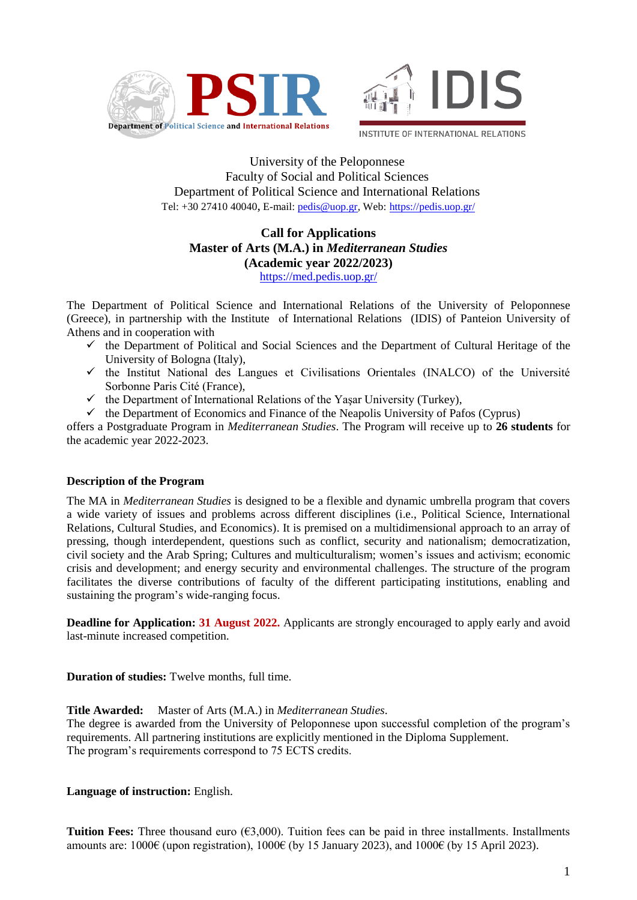PSIR — Department of Political Science and International Relations

IDIS — INSTITUTE OF INTERNATIONAL RELATIONS

University of the Peloponnese
Faculty of Social and Political Sciences
Department of Political Science and International Relations
Tel: +30 27410 40040, E-mail: pedis@uop.gr, Web: https://pedis.uop.gr/

**Call for Applications**
**Master of Arts (M.A.) in *Mediterranean Studies***
**(Academic year 2022/2023)**
https://med.pedis.uop.gr/

The Department of Political Science and International Relations of the University of Peloponnese (Greece), in partnership with the Institute of International Relations (IDIS) of Panteion University of Athens and in cooperation with

- ✓ the Department of Political and Social Sciences and the Department of Cultural Heritage of the University of Bologna (Italy),
- ✓ the Institut National des Langues et Civilisations Orientales (INALCO) of the Université Sorbonne Paris Cité (France),
- ✓ the Department of International Relations of the Yaşar University (Turkey),
- ✓ the Department of Economics and Finance of the Neapolis University of Pafos (Cyprus)

offers a Postgraduate Program in *Mediterranean Studies*. The Program will receive up to **26 students** for the academic year 2022-2023.

**Description of the Program**

The MA in *Mediterranean Studies* is designed to be a flexible and dynamic umbrella program that covers a wide variety of issues and problems across different disciplines (i.e., Political Science, International Relations, Cultural Studies, and Economics). It is premised on a multidimensional approach to an array of pressing, though interdependent, questions such as conflict, security and nationalism; democratization, civil society and the Arab Spring; Cultures and multiculturalism; women's issues and activism; economic crisis and development; and energy security and environmental challenges. The structure of the program facilitates the diverse contributions of faculty of the different participating institutions, enabling and sustaining the program's wide-ranging focus.

**Deadline for Application: 31 August 2022.** Applicants are strongly encouraged to apply early and avoid last-minute increased competition.

**Duration of studies:** Twelve months, full time.

**Title Awarded:** Master of Arts (M.A.) in *Mediterranean Studies*.
The degree is awarded from the University of Peloponnese upon successful completion of the program's requirements. All partnering institutions are explicitly mentioned in the Diploma Supplement.
The program's requirements correspond to 75 ECTS credits.

**Language of instruction:** English.

**Tuition Fees:** Three thousand euro (€3,000). Tuition fees can be paid in three installments. Installments amounts are: 1000€ (upon registration), 1000€ (by 15 January 2023), and 1000€ (by 15 April 2023).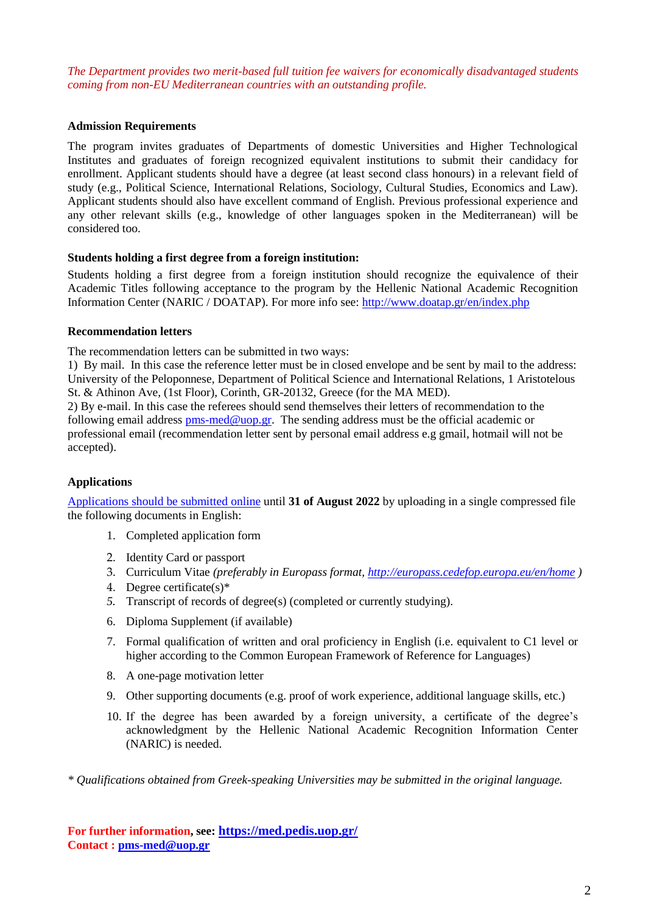*The Department provides two merit-based full tuition fee waivers for economically disadvantaged students coming from non-EU Mediterranean countries with an outstanding profile.*

**Admission Requirements**

The program invites graduates of Departments of domestic Universities and Higher Technological Institutes and graduates of foreign recognized equivalent institutions to submit their candidacy for enrollment. Applicant students should have a degree (at least second class honours) in a relevant field of study (e.g., Political Science, International Relations, Sociology, Cultural Studies, Economics and Law). Applicant students should also have excellent command of English. Previous professional experience and any other relevant skills (e.g., knowledge of other languages spoken in the Mediterranean) will be considered too.

**Students holding a first degree from a foreign institution:**

Students holding a first degree from a foreign institution should recognize the equivalence of their Academic Titles following acceptance to the program by the Hellenic National Academic Recognition Information Center (NARIC / DOATAP). For more info see: http://www.doatap.gr/en/index.php

**Recommendation letters**

The recommendation letters can be submitted in two ways:

1) By mail. In this case the reference letter must be in closed envelope and be sent by mail to the address: University of the Peloponnese, Department of Political Science and International Relations, 1 Aristotelous St. & Athinon Ave, (1st Floor), Corinth, GR-20132, Greece (for the MA MED).

2) By e-mail. In this case the referees should send themselves their letters of recommendation to the following email address pms-med@uop.gr. The sending address must be the official academic or professional email (recommendation letter sent by personal email address e.g gmail, hotmail will not be accepted).

**Applications**

Applications should be submitted online until **31 of August 2022** by uploading in a single compressed file the following documents in English:

1. Completed application form
2. Identity Card or passport
3. Curriculum Vitae *(preferably in Europass format, http://europass.cedefop.europa.eu/en/home )*
4. Degree certificate(s)*
5. Transcript of records of degree(s) (completed or currently studying).
6. Diploma Supplement (if available)
7. Formal qualification of written and oral proficiency in English (i.e. equivalent to C1 level or higher according to the Common European Framework of Reference for Languages)
8. A one-page motivation letter
9. Other supporting documents (e.g. proof of work experience, additional language skills, etc.)
10. If the degree has been awarded by a foreign university, a certificate of the degree's acknowledgment by the Hellenic National Academic Recognition Information Center (NARIC) is needed.

*\* Qualifications obtained from Greek-speaking Universities may be submitted in the original language.*

**For further information, see: https://med.pedis.uop.gr/**
**Contact : pms-med@uop.gr**